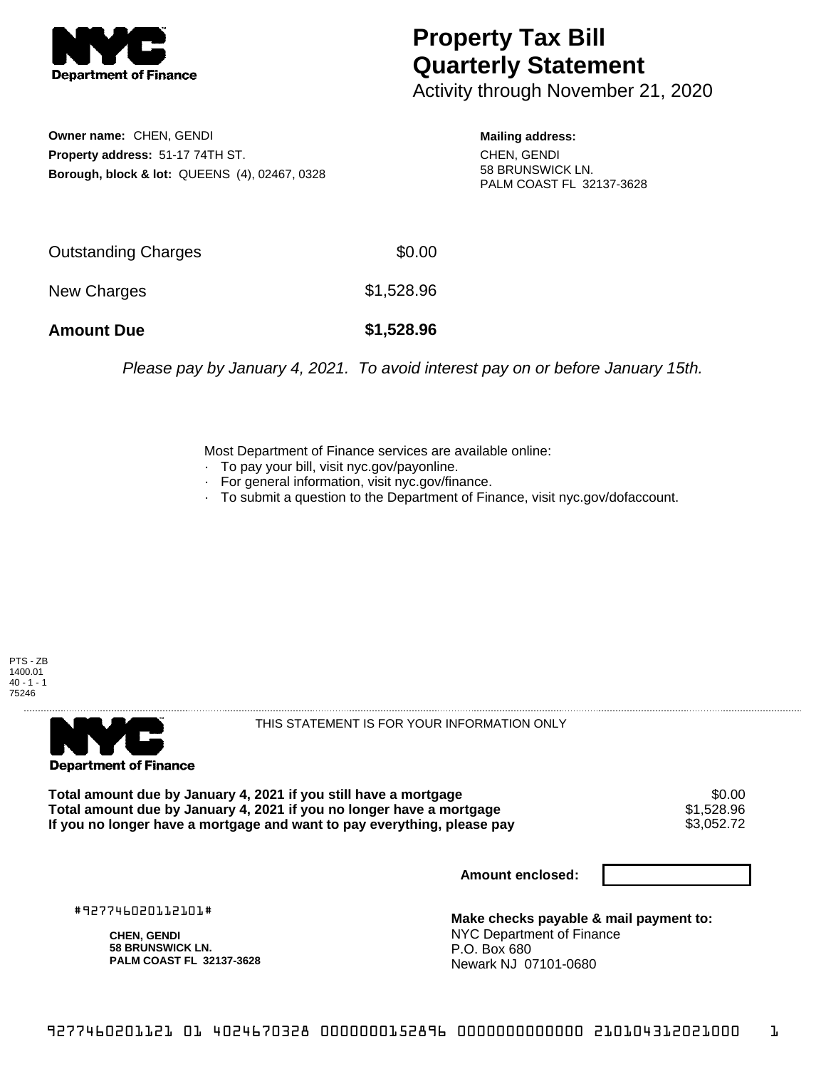# Property Tax Bill Quarterly Statement

Activity through November 21, 2020

**Owner name:** CHEN, GENDI
**Property address:** 51-17 74TH ST.
**Borough, block & lot:** QUEENS (4), 02467, 0328

**Mailing address:**
CHEN, GENDI
58 BRUNSWICK LN.
PALM COAST FL 32137-3628

| | |
|---|---|
| Outstanding Charges | $0.00 |
| New Charges | $1,528.96 |
| **Amount Due** | **$1,528.96** |

*Please pay by January 4, 2021. To avoid interest pay on or before January 15th.*

Most Department of Finance services are available online:
- To pay your bill, visit nyc.gov/payonline.
- For general information, visit nyc.gov/finance.
- To submit a question to the Department of Finance, visit nyc.gov/dofaccount.

PTS - ZB
1400.01
40 - 1 - 1
75246

THIS STATEMENT IS FOR YOUR INFORMATION ONLY

| | |
|---|---|
| **Total amount due by January 4, 2021 if you still have a mortgage** | $0.00 |
| **Total amount due by January 4, 2021 if you no longer have a mortgage** | $1,528.96 |
| **If you no longer have a mortgage and want to pay everything, please pay** | $3,052.72 |

**Amount enclosed:**

#927746020112101#

**CHEN, GENDI**
**58 BRUNSWICK LN.**
**PALM COAST FL 32137-3628**

**Make checks payable & mail payment to:**
NYC Department of Finance
P.O. Box 680
Newark NJ 07101-0680

9277460201121 01 4024670328 0000000152896 0000000000000 210104312021000 1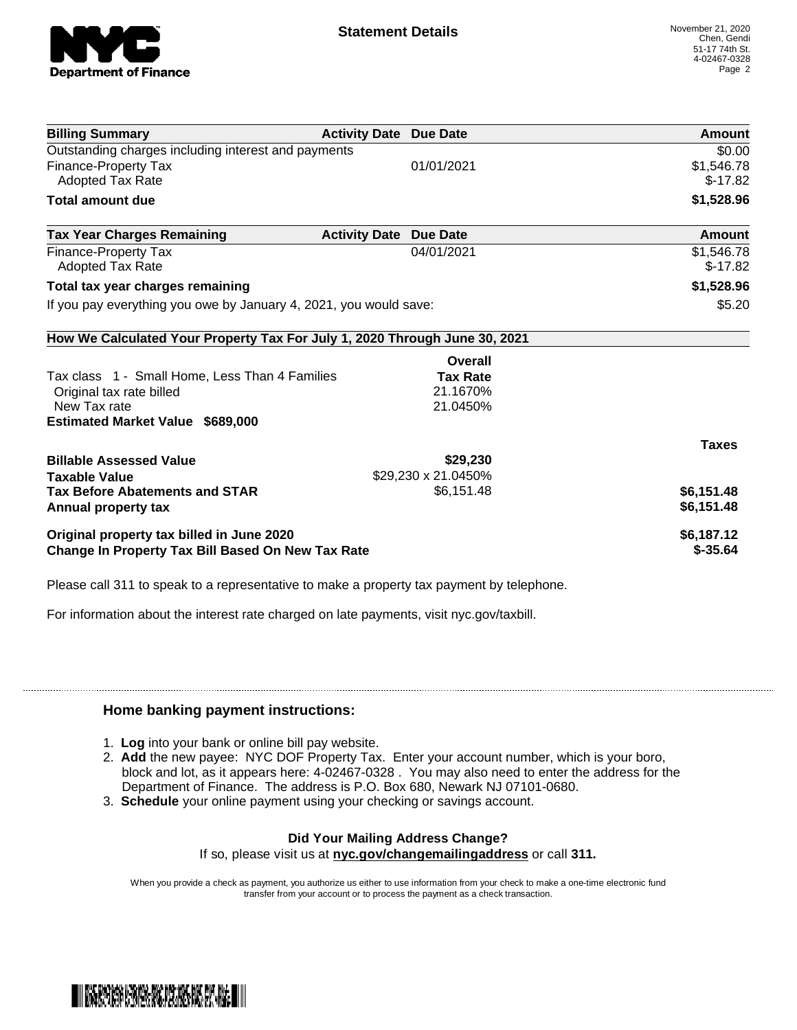Statement Details

November 21, 2020
Chen, Gendi
51-17 74th St.
4-02467-0328

| Billing Summary | Activity Date | Due Date | Amount |
|---|---|---|---|
| Outstanding charges including interest and payments | | | $0.00 |
| Finance-Property Tax | | 01/01/2021 | $1,546.78 |
| Adopted Tax Rate | | | $-17.82 |
| **Total amount due** | | | **$1,528.96** |

| Tax Year Charges Remaining | Activity Date | Due Date | Amount |
|---|---|---|---|
| Finance-Property Tax | | 04/01/2021 | $1,546.78 |
| Adopted Tax Rate | | | $-17.82 |
| **Total tax year charges remaining** | | | **$1,528.96** |
| If you pay everything you owe by January 4, 2021, you would save: | | | $5.20 |

## How We Calculated Your Property Tax For July 1, 2020 Through June 30, 2021

| | Overall Tax Rate | |
|---|---|---|
| Tax class 1 - Small Home, Less Than 4 Families | | |
| Original tax rate billed | 21.1670% | |
| New Tax rate | 21.0450% | |
| **Estimated Market Value $689,000** | | |
| | | **Taxes** |
| **Billable Assessed Value** | **$29,230** | |
| **Taxable Value** | $29,230 x 21.0450% | |
| **Tax Before Abatements and STAR** | $6,151.48 | **$6,151.48** |
| **Annual property tax** | | **$6,151.48** |
| **Original property tax billed in June 2020** | | **$6,187.12** |
| **Change In Property Tax Bill Based On New Tax Rate** | | **$-35.64** |

Please call 311 to speak to a representative to make a property tax payment by telephone.

For information about the interest rate charged on late payments, visit nyc.gov/taxbill.

### Home banking payment instructions:

1. **Log** into your bank or online bill pay website.
2. **Add** the new payee: NYC DOF Property Tax. Enter your account number, which is your boro, block and lot, as it appears here: 4-02467-0328 . You may also need to enter the address for the Department of Finance. The address is P.O. Box 680, Newark NJ 07101-0680.
3. **Schedule** your online payment using your checking or savings account.

**Did Your Mailing Address Change?**
If so, please visit us at **nyc.gov/changemailingaddress** or call **311.**

When you provide a check as payment, you authorize us either to use information from your check to make a one-time electronic fund transfer from your account or to process the payment as a check transaction.